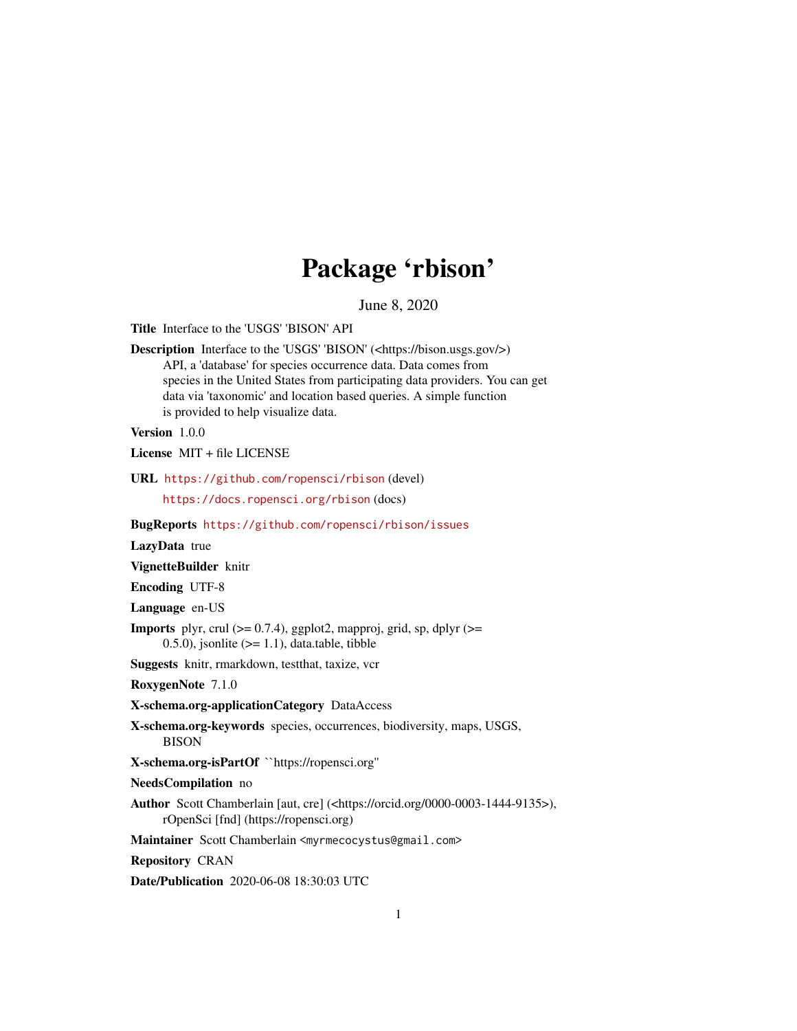# Package 'rbison'

June 8, 2020

**Title** Interface to the 'USGS' 'BISON' API

**Description** Interface to the 'USGS' 'BISON' (<https://bison.usgs.gov/>) API, a 'database' for species occurrence data. Data comes from species in the United States from participating data providers. You can get data via 'taxonomic' and location based queries. A simple function is provided to help visualize data.

**Version** 1.0.0

**License** MIT + file LICENSE

**URL** https://github.com/ropensci/rbison (devel)
https://docs.ropensci.org/rbison (docs)

**BugReports** https://github.com/ropensci/rbison/issues

**LazyData** true

**VignetteBuilder** knitr

**Encoding** UTF-8

**Language** en-US

**Imports** plyr, crul (>= 0.7.4), ggplot2, mapproj, grid, sp, dplyr (>= 0.5.0), jsonlite (>= 1.1), data.table, tibble

**Suggests** knitr, rmarkdown, testthat, taxize, vcr

**RoxygenNote** 7.1.0

**X-schema.org-applicationCategory** DataAccess

**X-schema.org-keywords** species, occurrences, biodiversity, maps, USGS, BISON

**X-schema.org-isPartOf** ``https://ropensci.org''

**NeedsCompilation** no

**Author** Scott Chamberlain [aut, cre] (<https://orcid.org/0000-0003-1444-9135>), rOpenSci [fnd] (https://ropensci.org)

**Maintainer** Scott Chamberlain <myrmecocystus@gmail.com>

**Repository** CRAN

**Date/Publication** 2020-06-08 18:30:03 UTC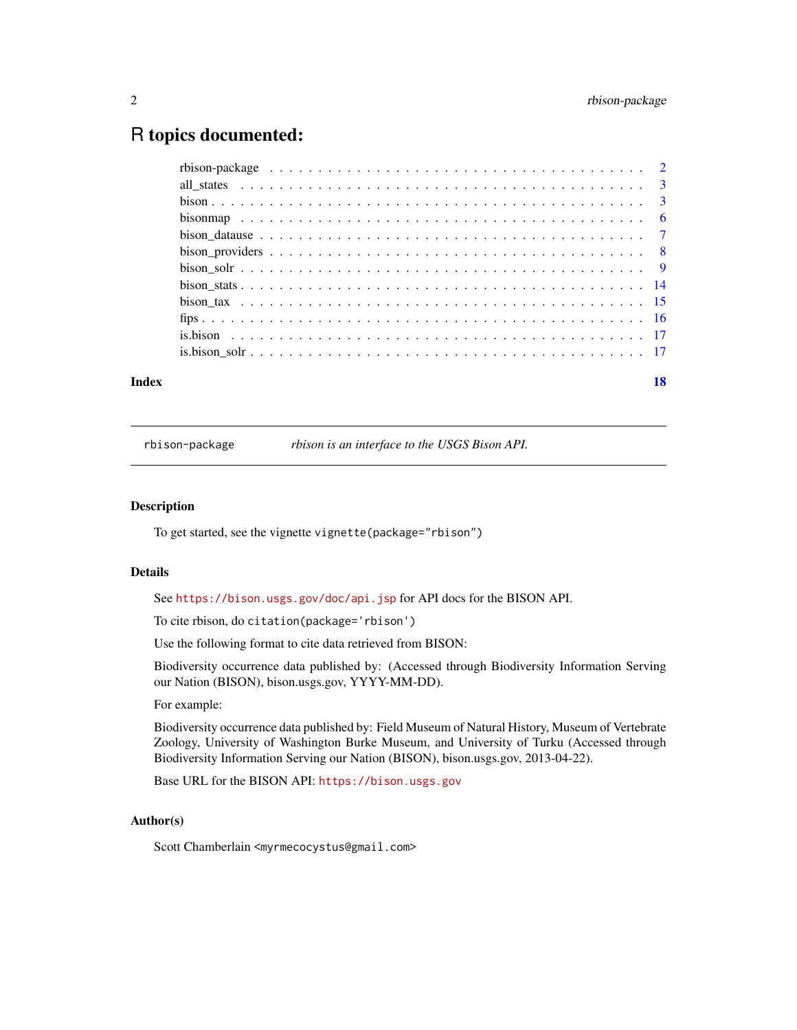# R topics documented:

| | |
|---|---|
| rbison-package | 2 |
| all_states | 3 |
| bison | 3 |
| bisonmap | 6 |
| bison_datause | 7 |
| bison_providers | 8 |
| bison_solr | 9 |
| bison_stats | 14 |
| bison_tax | 15 |
| fips | 16 |
| is.bison | 17 |
| is.bison_solr | 17 |

**Index** 18

---

`rbison-package` *rbison is an interface to the USGS Bison API.*

---

## Description

To get started, see the vignette `vignette(package="rbison")`

## Details

See https://bison.usgs.gov/doc/api.jsp for API docs for the BISON API.

To cite rbison, do `citation(package='rbison')`

Use the following format to cite data retrieved from BISON:

Biodiversity occurrence data published by: (Accessed through Biodiversity Information Serving our Nation (BISON), bison.usgs.gov, YYYY-MM-DD).

For example:

Biodiversity occurrence data published by: Field Museum of Natural History, Museum of Vertebrate Zoology, University of Washington Burke Museum, and University of Turku (Accessed through Biodiversity Information Serving our Nation (BISON), bison.usgs.gov, 2013-04-22).

Base URL for the BISON API: https://bison.usgs.gov

## Author(s)

Scott Chamberlain <myrmecocystus@gmail.com>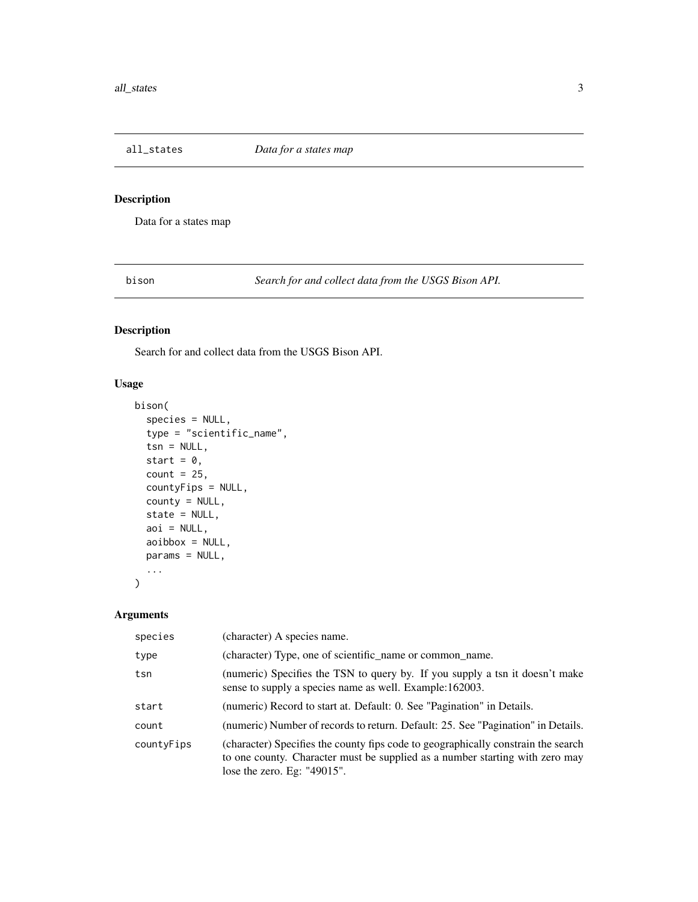## all_states *Data for a states map*

### Description

Data for a states map

## bison *Search for and collect data from the USGS Bison API.*

### Description

Search for and collect data from the USGS Bison API.

### Usage

```
bison(
  species = NULL,
  type = "scientific_name",
  tsn = NULL,
  start = 0,
  count = 25,
  countyFips = NULL,
  county = NULL,
  state = NULL,
  aoi = NULL,
  aoibbox = NULL,
  params = NULL,
  ...
)
```

### Arguments

| | |
|---|---|
| species | (character) A species name. |
| type | (character) Type, one of scientific_name or common_name. |
| tsn | (numeric) Specifies the TSN to query by. If you supply a tsn it doesn't make sense to supply a species name as well. Example:162003. |
| start | (numeric) Record to start at. Default: 0. See "Pagination" in Details. |
| count | (numeric) Number of records to return. Default: 25. See "Pagination" in Details. |
| countyFips | (character) Specifies the county fips code to geographically constrain the search to one county. Character must be supplied as a number starting with zero may lose the zero. Eg: "49015". |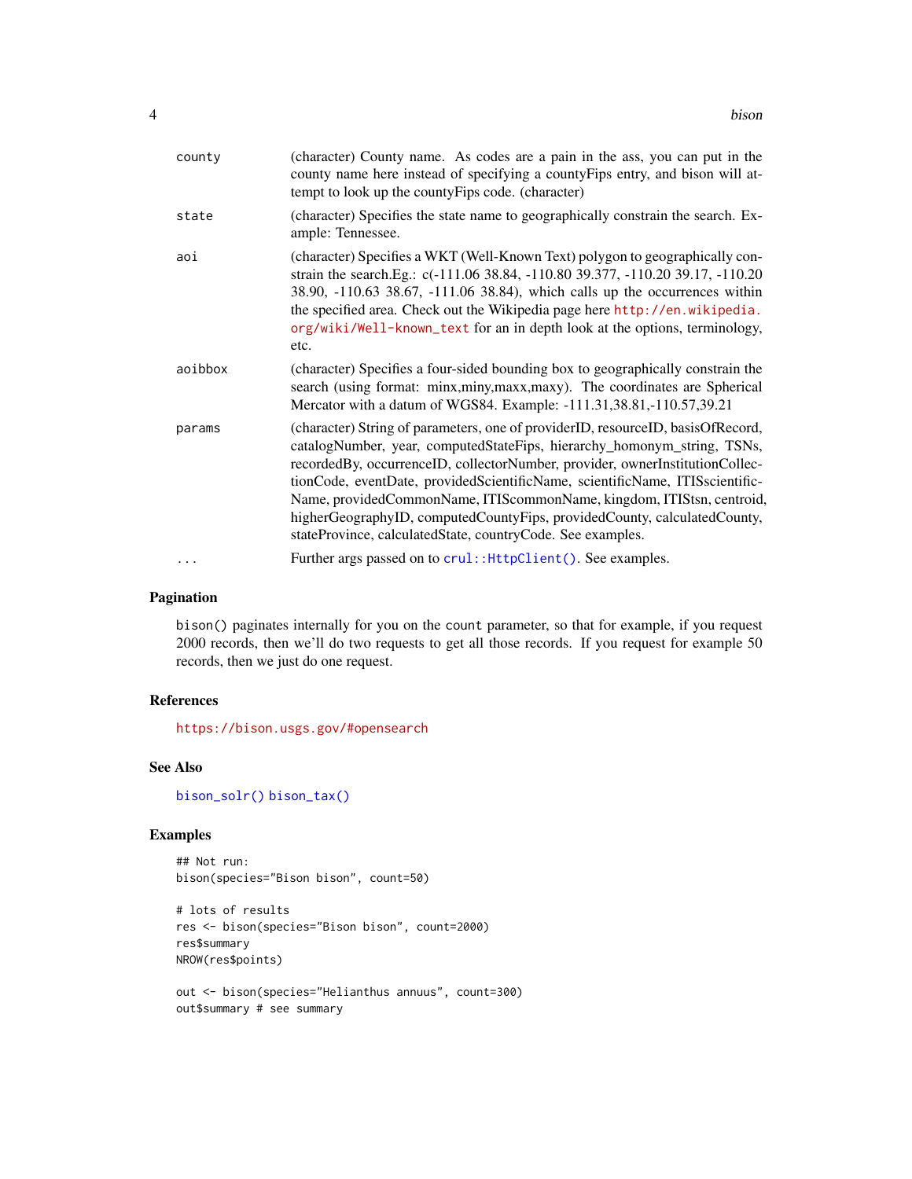| | |
|---|---|
| county | (character) County name. As codes are a pain in the ass, you can put in the county name here instead of specifying a countyFips entry, and bison will attempt to look up the countyFips code. (character) |
| state | (character) Specifies the state name to geographically constrain the search. Example: Tennessee. |
| aoi | (character) Specifies a WKT (Well-Known Text) polygon to geographically constrain the search.Eg.: c(-111.06 38.84, -110.80 39.377, -110.20 39.17, -110.20 38.90, -110.63 38.67, -111.06 38.84), which calls up the occurrences within the specified area. Check out the Wikipedia page here http://en.wikipedia.org/wiki/Well-known_text for an in depth look at the options, terminology, etc. |
| aoibbox | (character) Specifies a four-sided bounding box to geographically constrain the search (using format: minx,miny,maxx,maxy). The coordinates are Spherical Mercator with a datum of WGS84. Example: -111.31,38.81,-110.57,39.21 |
| params | (character) String of parameters, one of providerID, resourceID, basisOfRecord, catalogNumber, year, computedStateFips, hierarchy_homonym_string, TSNs, recordedBy, occurrenceID, collectorNumber, provider, ownerInstitutionCollectionCode, eventDate, providedScientificName, scientificName, ITISscientificName, providedCommonName, ITIScommonName, kingdom, ITIStsn, centroid, higherGeographyID, computedCountyFips, providedCounty, calculatedCounty, stateProvince, calculatedState, countryCode. See examples. |
| ... | Further args passed on to `crul::HttpClient()`. See examples. |

## Pagination

`bison()` paginates internally for you on the `count` parameter, so that for example, if you request 2000 records, then we'll do two requests to get all those records. If you request for example 50 records, then we just do one request.

## References

https://bison.usgs.gov/#opensearch

## See Also

`bison_solr()` `bison_tax()`

## Examples

```
## Not run:
bison(species="Bison bison", count=50)

# lots of results
res <- bison(species="Bison bison", count=2000)
res$summary
NROW(res$points)

out <- bison(species="Helianthus annuus", count=300)
out$summary # see summary
```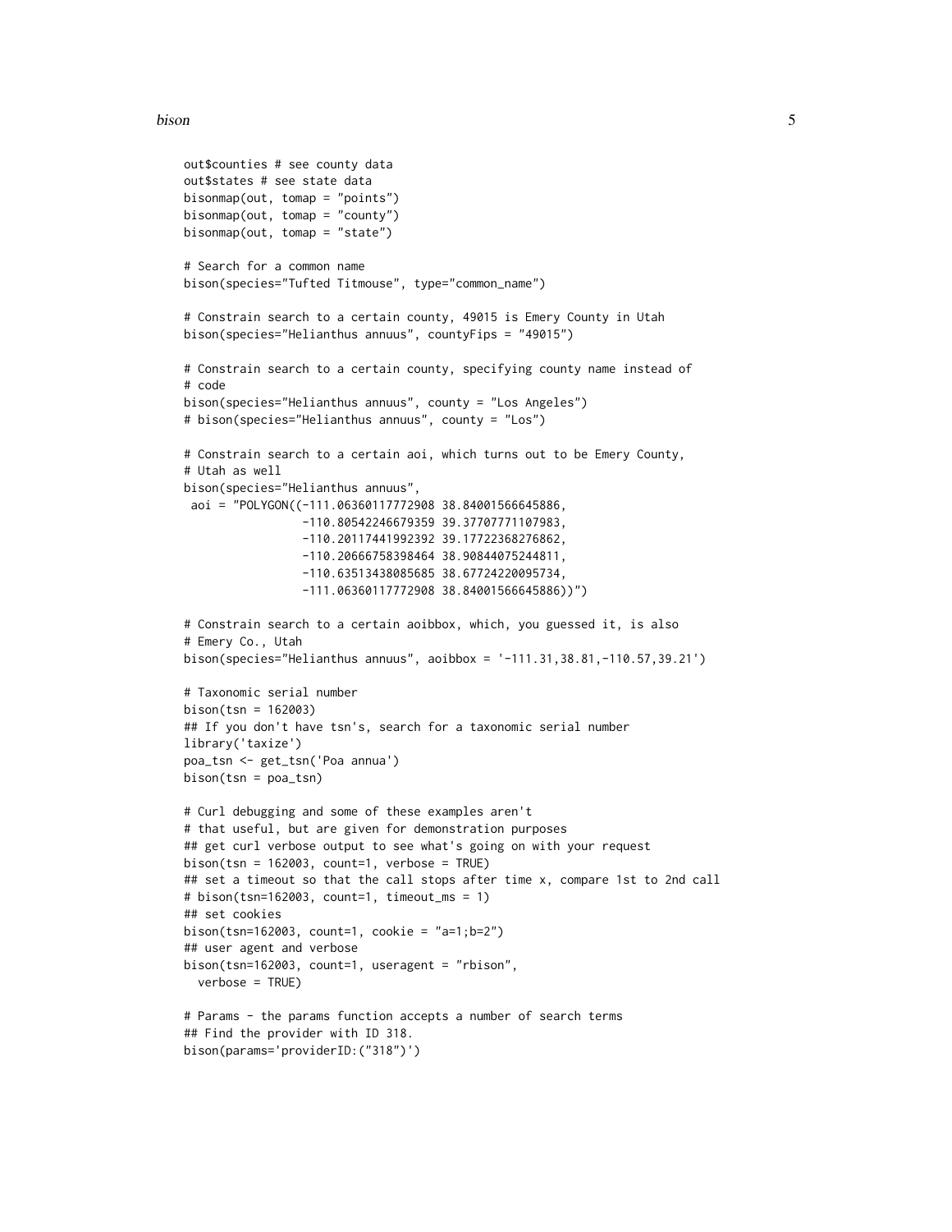```
out$counties # see county data
out$states # see state data
bisonmap(out, tomap = "points")
bisonmap(out, tomap = "county")
bisonmap(out, tomap = "state")

# Search for a common name
bison(species="Tufted Titmouse", type="common_name")

# Constrain search to a certain county, 49015 is Emery County in Utah
bison(species="Helianthus annuus", countyFips = "49015")

# Constrain search to a certain county, specifying county name instead of
# code
bison(species="Helianthus annuus", county = "Los Angeles")
# bison(species="Helianthus annuus", county = "Los")

# Constrain search to a certain aoi, which turns out to be Emery County,
# Utah as well
bison(species="Helianthus annuus",
 aoi = "POLYGON((-111.06360117772908 38.84001566645886,
                -110.80542246679359 39.37707771107983,
                -110.20117441992392 39.17722368276862,
                -110.20666758398464 38.90844075244811,
                -110.63513438085685 38.67724220095734,
                -111.06360117772908 38.84001566645886))")

# Constrain search to a certain aoibbox, which, you guessed it, is also
# Emery Co., Utah
bison(species="Helianthus annuus", aoibbox = '-111.31,38.81,-110.57,39.21')

# Taxonomic serial number
bison(tsn = 162003)
## If you don't have tsn's, search for a taxonomic serial number
library('taxize')
poa_tsn <- get_tsn('Poa annua')
bison(tsn = poa_tsn)

# Curl debugging and some of these examples aren't
# that useful, but are given for demonstration purposes
## get curl verbose output to see what's going on with your request
bison(tsn = 162003, count=1, verbose = TRUE)
## set a timeout so that the call stops after time x, compare 1st to 2nd call
# bison(tsn=162003, count=1, timeout_ms = 1)
## set cookies
bison(tsn=162003, count=1, cookie = "a=1;b=2")
## user agent and verbose
bison(tsn=162003, count=1, useragent = "rbison",
  verbose = TRUE)

# Params - the params function accepts a number of search terms
## Find the provider with ID 318.
bison(params='providerID:("318")')
```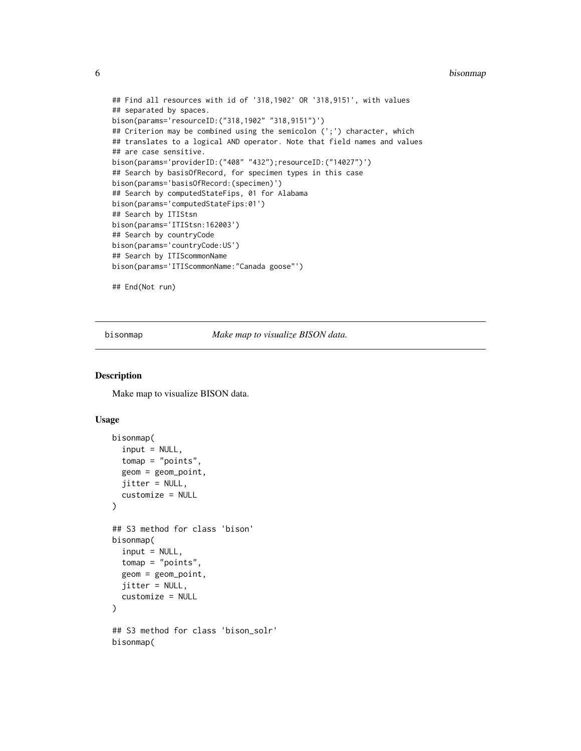```
## Find all resources with id of '318,1902' OR '318,9151', with values
## separated by spaces.
bison(params='resourceID:("318,1902" "318,9151")')
## Criterion may be combined using the semicolon (';') character, which
## translates to a logical AND operator. Note that field names and values
## are case sensitive.
bison(params='providerID:("408" "432");resourceID:("14027")')
## Search by basisOfRecord, for specimen types in this case
bison(params='basisOfRecord:(specimen)')
## Search by computedStateFips, 01 for Alabama
bison(params='computedStateFips:01')
## Search by ITIStsn
bison(params='ITIStsn:162003')
## Search by countryCode
bison(params='countryCode:US')
## Search by ITIScommonName
bison(params='ITIScommonName:"Canada goose"')

## End(Not run)
```

---

bisonmap *Make map to visualize BISON data.*

---

### Description

Make map to visualize BISON data.

### Usage

```
bisonmap(
  input = NULL,
  tomap = "points",
  geom = geom_point,
  jitter = NULL,
  customize = NULL
)

## S3 method for class 'bison'
bisonmap(
  input = NULL,
  tomap = "points",
  geom = geom_point,
  jitter = NULL,
  customize = NULL
)

## S3 method for class 'bison_solr'
bisonmap(
```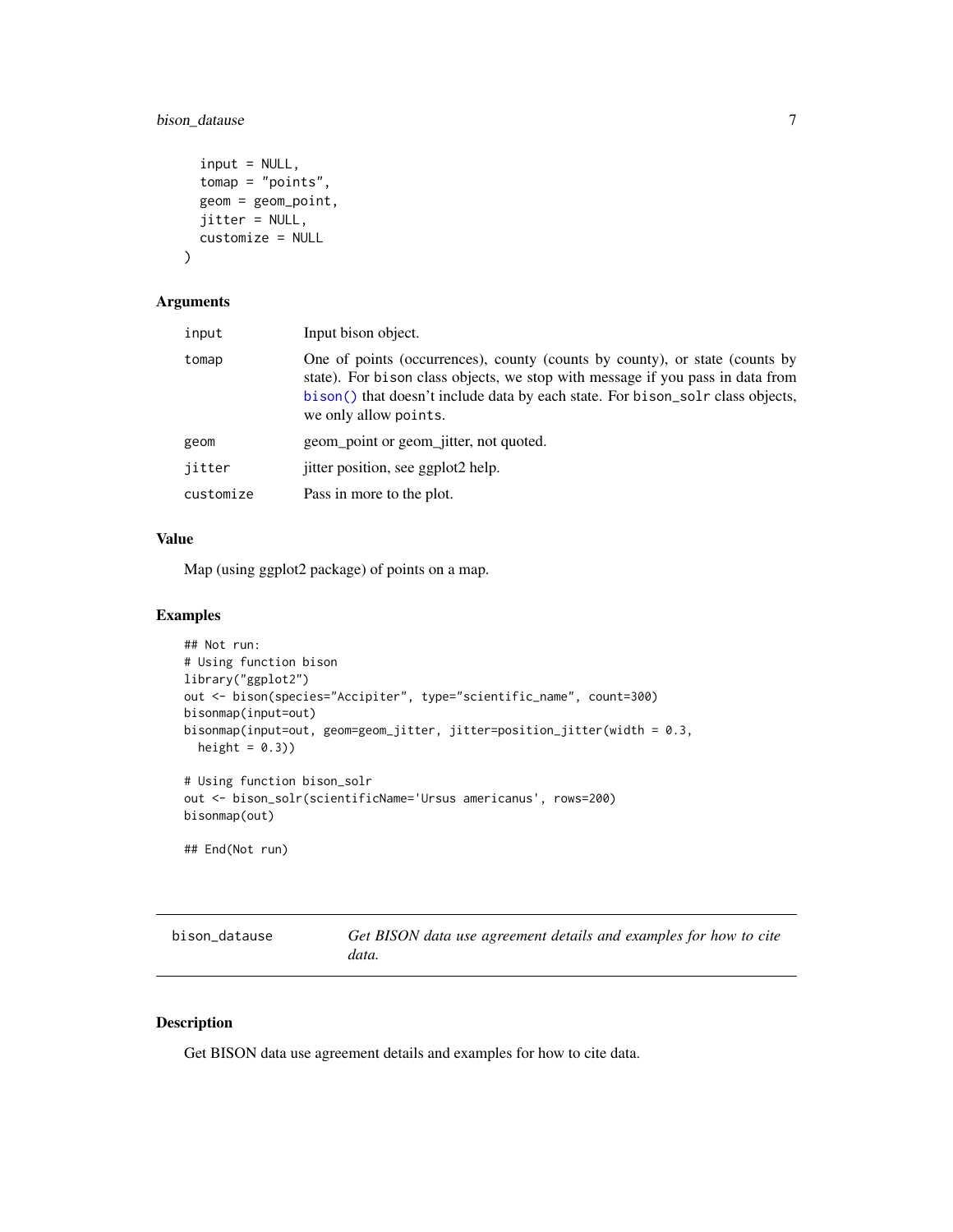```
  input = NULL,
  tomap = "points",
  geom = geom_point,
  jitter = NULL,
  customize = NULL
)
```

### Arguments

| | |
|---|---|
| input | Input bison object. |
| tomap | One of points (occurrences), county (counts by county), or state (counts by state). For bison class objects, we stop with message if you pass in data from bison() that doesn't include data by each state. For bison_solr class objects, we only allow points. |
| geom | geom_point or geom_jitter, not quoted. |
| jitter | jitter position, see ggplot2 help. |
| customize | Pass in more to the plot. |

### Value

Map (using ggplot2 package) of points on a map.

### Examples

```
## Not run:
# Using function bison
library("ggplot2")
out <- bison(species="Accipiter", type="scientific_name", count=300)
bisonmap(input=out)
bisonmap(input=out, geom=geom_jitter, jitter=position_jitter(width = 0.3,
  height = 0.3))

# Using function bison_solr
out <- bison_solr(scientificName='Ursus americanus', rows=200)
bisonmap(out)

## End(Not run)
```

---

## bison_datause — *Get BISON data use agreement details and examples for how to cite data.*

---

### Description

Get BISON data use agreement details and examples for how to cite data.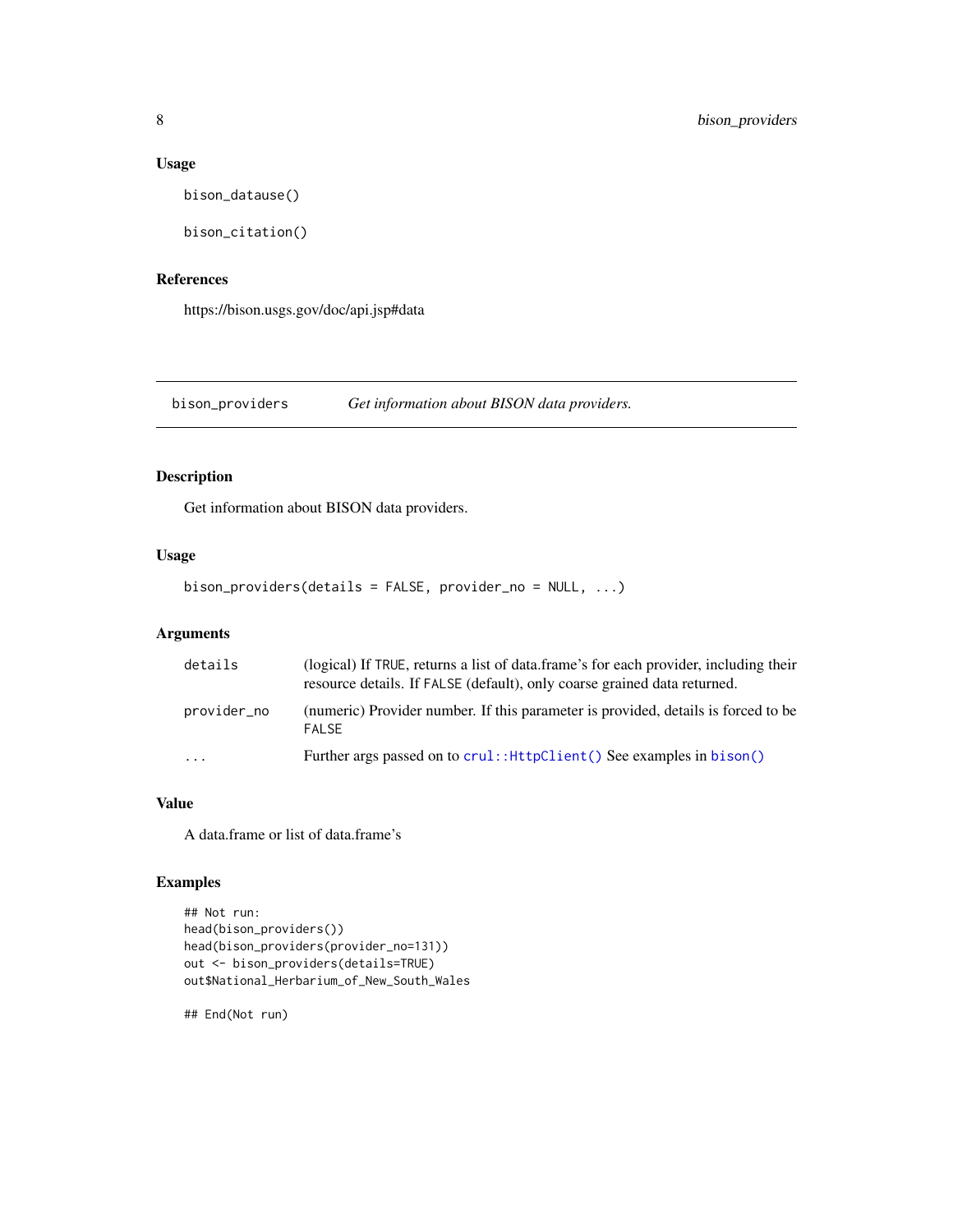### Usage

```
bison_datause()

bison_citation()
```

### References

https://bison.usgs.gov/doc/api.jsp#data

---

## bison_providers — *Get information about BISON data providers.*

### Description

Get information about BISON data providers.

### Usage

```
bison_providers(details = FALSE, provider_no = NULL, ...)
```

### Arguments

| | |
|---|---|
| details | (logical) If TRUE, returns a list of data.frame's for each provider, including their resource details. If FALSE (default), only coarse grained data returned. |
| provider_no | (numeric) Provider number. If this parameter is provided, details is forced to be FALSE |
| ... | Further args passed on to crul::HttpClient() See examples in bison() |

### Value

A data.frame or list of data.frame's

### Examples

```
## Not run:
head(bison_providers())
head(bison_providers(provider_no=131))
out <- bison_providers(details=TRUE)
out$National_Herbarium_of_New_South_Wales

## End(Not run)
```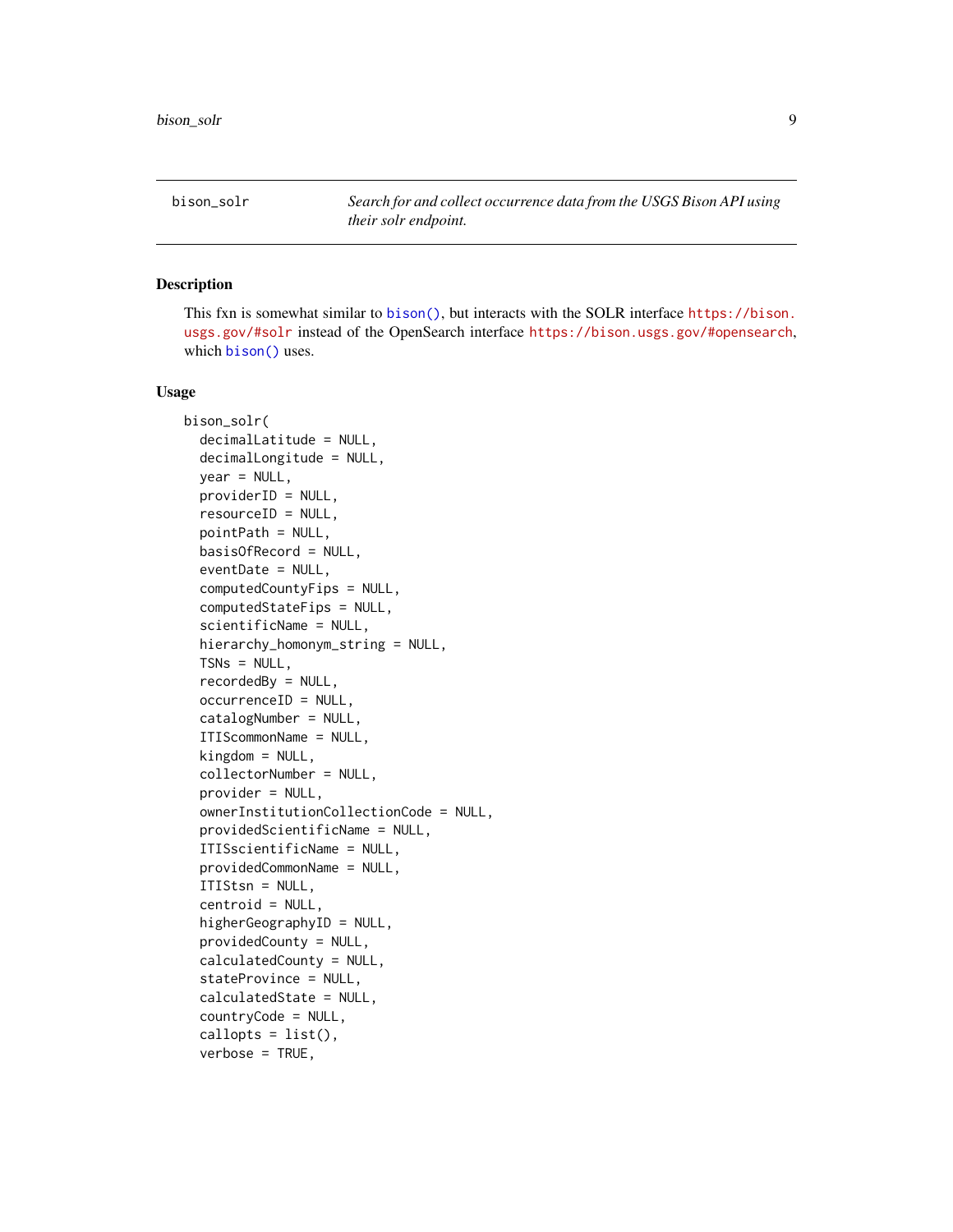## bison_solr

*Search for and collect occurrence data from the USGS Bison API using their solr endpoint.*

### Description

This fxn is somewhat similar to `bison()`, but interacts with the SOLR interface `https://bison.usgs.gov/#solr` instead of the OpenSearch interface `https://bison.usgs.gov/#opensearch`, which `bison()` uses.

### Usage

```
bison_solr(
  decimalLatitude = NULL,
  decimalLongitude = NULL,
  year = NULL,
  providerID = NULL,
  resourceID = NULL,
  pointPath = NULL,
  basisOfRecord = NULL,
  eventDate = NULL,
  computedCountyFips = NULL,
  computedStateFips = NULL,
  scientificName = NULL,
  hierarchy_homonym_string = NULL,
  TSNs = NULL,
  recordedBy = NULL,
  occurrenceID = NULL,
  catalogNumber = NULL,
  ITIScommonName = NULL,
  kingdom = NULL,
  collectorNumber = NULL,
  provider = NULL,
  ownerInstitutionCollectionCode = NULL,
  providedScientificName = NULL,
  ITISscientificName = NULL,
  providedCommonName = NULL,
  ITIStsn = NULL,
  centroid = NULL,
  higherGeographyID = NULL,
  providedCounty = NULL,
  calculatedCounty = NULL,
  stateProvince = NULL,
  calculatedState = NULL,
  countryCode = NULL,
  callopts = list(),
  verbose = TRUE,
```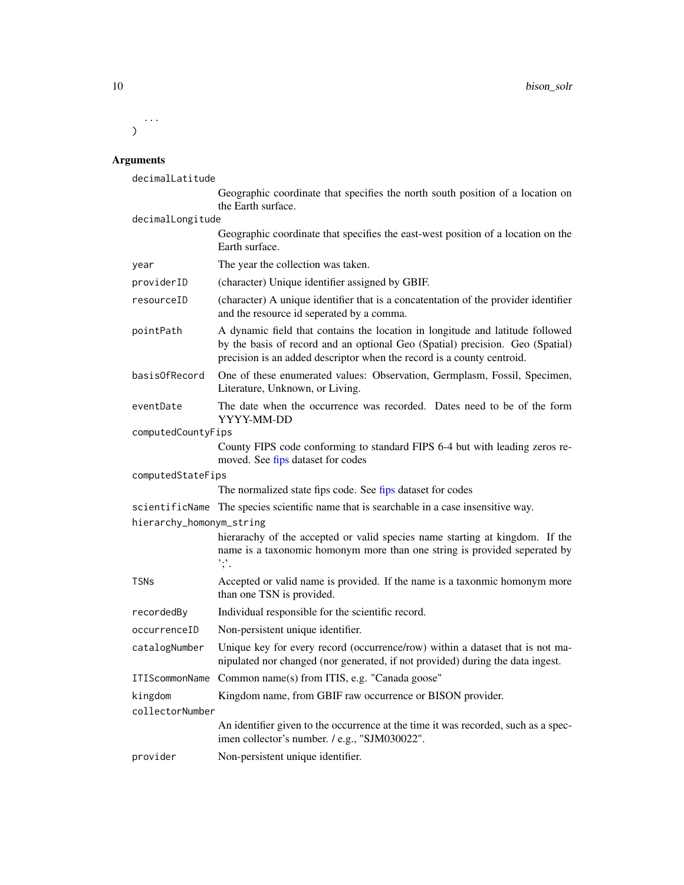```
  ...
)
```

## Arguments

- `decimalLatitude` Geographic coordinate that specifies the north south position of a location on the Earth surface.
- `decimalLongitude` Geographic coordinate that specifies the east-west position of a location on the Earth surface.
- `year` The year the collection was taken.
- `providerID` (character) Unique identifier assigned by GBIF.
- `resourceID` (character) A unique identifier that is a concatentation of the provider identifier and the resource id seperated by a comma.
- `pointPath` A dynamic field that contains the location in longitude and latitude followed by the basis of record and an optional Geo (Spatial) precision. Geo (Spatial) precision is an added descriptor when the record is a county centroid.
- `basisOfRecord` One of these enumerated values: Observation, Germplasm, Fossil, Specimen, Literature, Unknown, or Living.
- `eventDate` The date when the occurrence was recorded. Dates need to be of the form YYYY-MM-DD
- `computedCountyFips` County FIPS code conforming to standard FIPS 6-4 but with leading zeros removed. See fips dataset for codes
- `computedStateFips` The normalized state fips code. See fips dataset for codes
- `scientificName` The species scientific name that is searchable in a case insensitive way.
- `hierarchy_homonym_string` hierarachy of the accepted or valid species name starting at kingdom. If the name is a taxonomic homonym more than one string is provided seperated by ';'.
- `TSNs` Accepted or valid name is provided. If the name is a taxonmic homonym more than one TSN is provided.
- `recordedBy` Individual responsible for the scientific record.
- `occurrenceID` Non-persistent unique identifier.
- `catalogNumber` Unique key for every record (occurrence/row) within a dataset that is not manipulated nor changed (nor generated, if not provided) during the data ingest.
- `ITIScommonName` Common name(s) from ITIS, e.g. "Canada goose"
- `kingdom` Kingdom name, from GBIF raw occurrence or BISON provider.
- `collectorNumber` An identifier given to the occurrence at the time it was recorded, such as a specimen collector's number. / e.g., "SJM030022".
- `provider` Non-persistent unique identifier.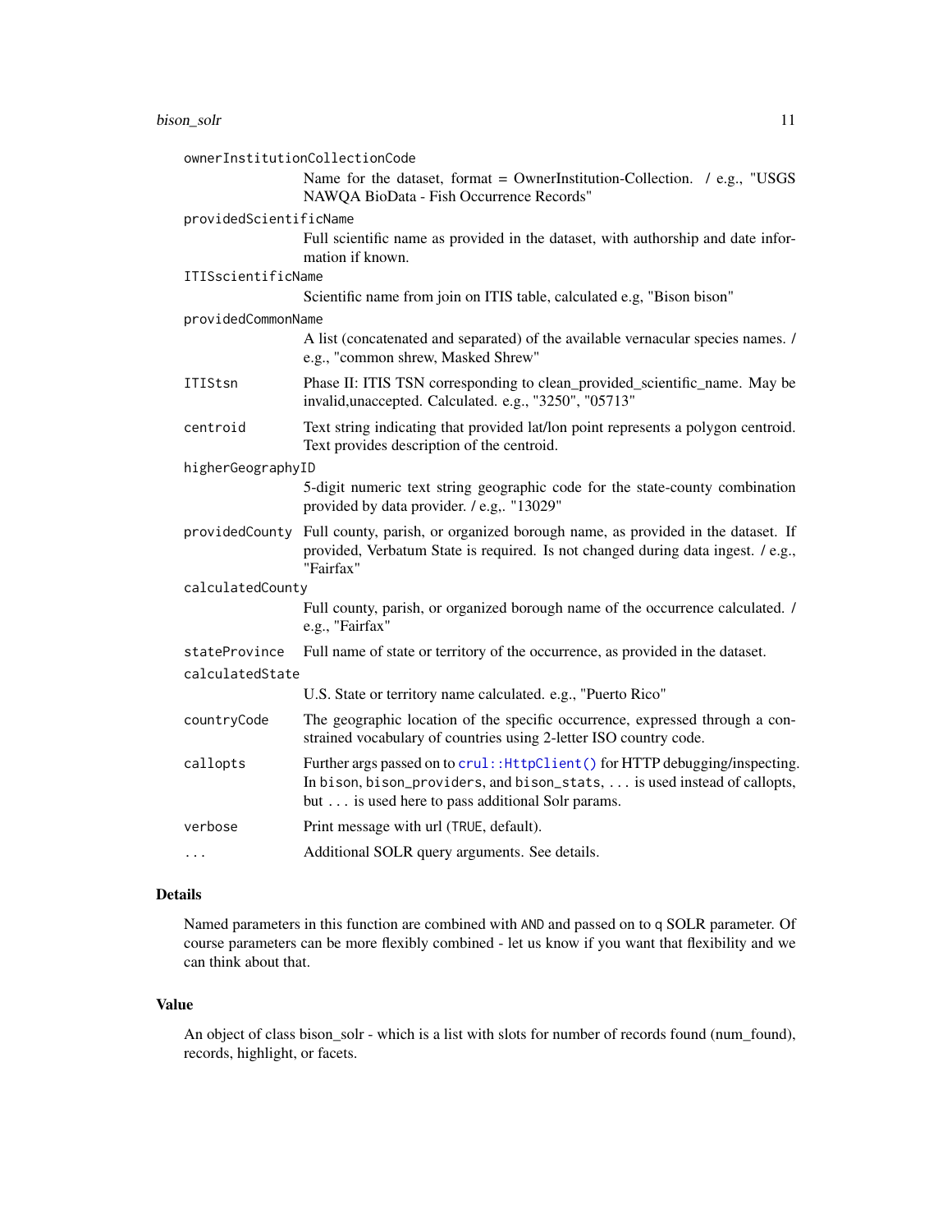| | |
|---|---|
| `ownerInstitutionCollectionCode` | Name for the dataset, format = OwnerInstitution-Collection. / e.g., "USGS NAWQA BioData - Fish Occurrence Records" |
| `providedScientificName` | Full scientific name as provided in the dataset, with authorship and date information if known. |
| `ITISscientificName` | Scientific name from join on ITIS table, calculated e.g, "Bison bison" |
| `providedCommonName` | A list (concatenated and separated) of the available vernacular species names. / e.g., "common shrew, Masked Shrew" |
| `ITIStsn` | Phase II: ITIS TSN corresponding to clean_provided_scientific_name. May be invalid,unaccepted. Calculated. e.g., "3250", "05713" |
| `centroid` | Text string indicating that provided lat/lon point represents a polygon centroid. Text provides description of the centroid. |
| `higherGeographyID` | 5-digit numeric text string geographic code for the state-county combination provided by data provider. / e.g,. "13029" |
| `providedCounty` | Full county, parish, or organized borough name, as provided in the dataset. If provided, Verbatum State is required. Is not changed during data ingest. / e.g., "Fairfax" |
| `calculatedCounty` | Full county, parish, or organized borough name of the occurrence calculated. / e.g., "Fairfax" |
| `stateProvince` | Full name of state or territory of the occurrence, as provided in the dataset. |
| `calculatedState` | U.S. State or territory name calculated. e.g., "Puerto Rico" |
| `countryCode` | The geographic location of the specific occurrence, expressed through a constrained vocabulary of countries using 2-letter ISO country code. |
| `callopts` | Further args passed on to `crul::HttpClient()` for HTTP debugging/inspecting. In `bison`, `bison_providers`, and `bison_stats`, `...` is used instead of callopts, but `...` is used here to pass additional Solr params. |
| `verbose` | Print message with url (`TRUE`, default). |
| `...` | Additional SOLR query arguments. See details. |

## Details

Named parameters in this function are combined with `AND` and passed on to `q` SOLR parameter. Of course parameters can be more flexibly combined - let us know if you want that flexibility and we can think about that.

## Value

An object of class bison_solr - which is a list with slots for number of records found (num_found), records, highlight, or facets.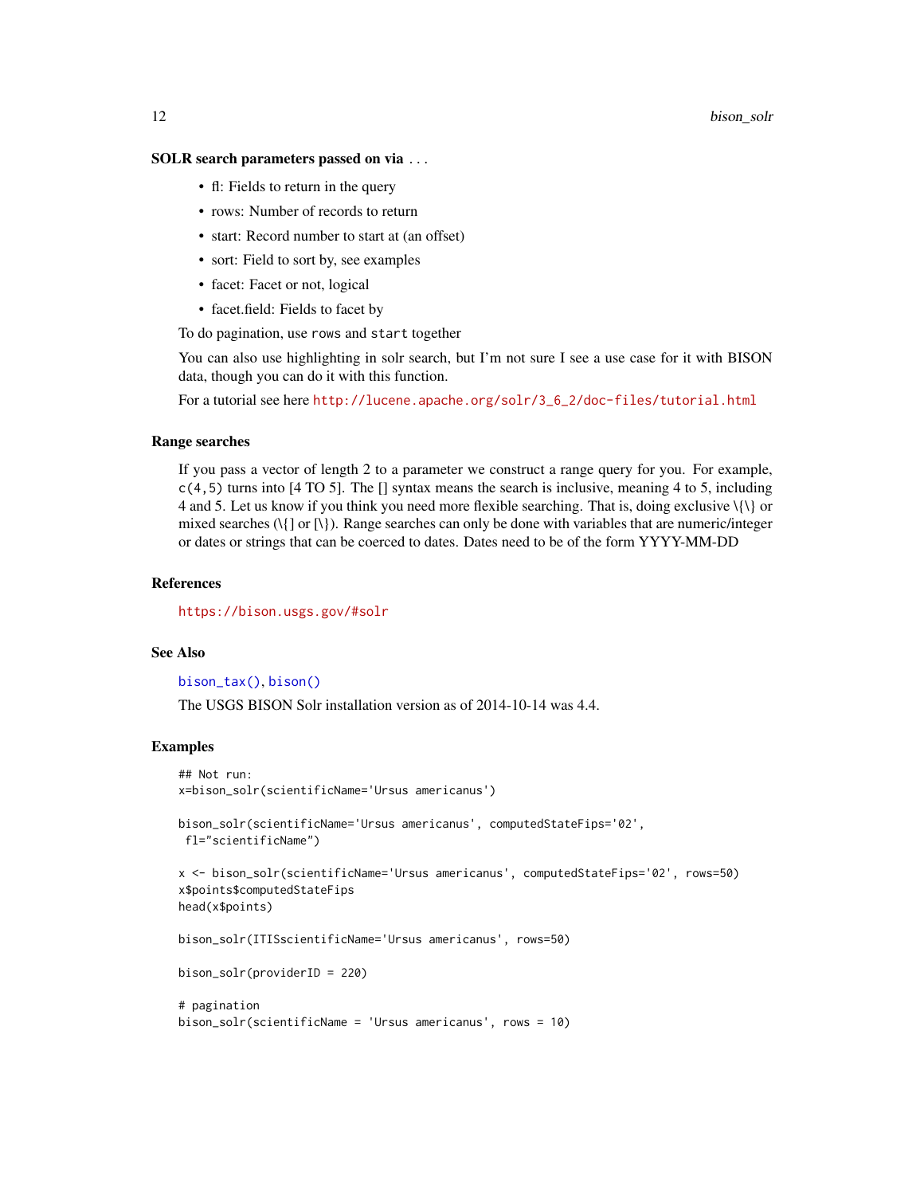### SOLR search parameters passed on via ...

- fl: Fields to return in the query
- rows: Number of records to return
- start: Record number to start at (an offset)
- sort: Field to sort by, see examples
- facet: Facet or not, logical
- facet.field: Fields to facet by

To do pagination, use `rows` and `start` together

You can also use highlighting in solr search, but I'm not sure I see a use case for it with BISON data, though you can do it with this function.

For a tutorial see here http://lucene.apache.org/solr/3_6_2/doc-files/tutorial.html

### Range searches

If you pass a vector of length 2 to a parameter we construct a range query for you. For example, `c(4,5)` turns into [4 TO 5]. The [] syntax means the search is inclusive, meaning 4 to 5, including 4 and 5. Let us know if you think you need more flexible searching. That is, doing exclusive \{\} or mixed searches (\{] or [\}). Range searches can only be done with variables that are numeric/integer or dates or strings that can be coerced to dates. Dates need to be of the form YYYY-MM-DD

### References

https://bison.usgs.gov/#solr

### See Also

`bison_tax()`, `bison()`

The USGS BISON Solr installation version as of 2014-10-14 was 4.4.

### Examples

```
## Not run:
x=bison_solr(scientificName='Ursus americanus')

bison_solr(scientificName='Ursus americanus', computedStateFips='02',
 fl="scientificName")

x <- bison_solr(scientificName='Ursus americanus', computedStateFips='02', rows=50)
x$points$computedStateFips
head(x$points)

bison_solr(ITISscientificName='Ursus americanus', rows=50)

bison_solr(providerID = 220)

# pagination
bison_solr(scientificName = 'Ursus americanus', rows = 10)
```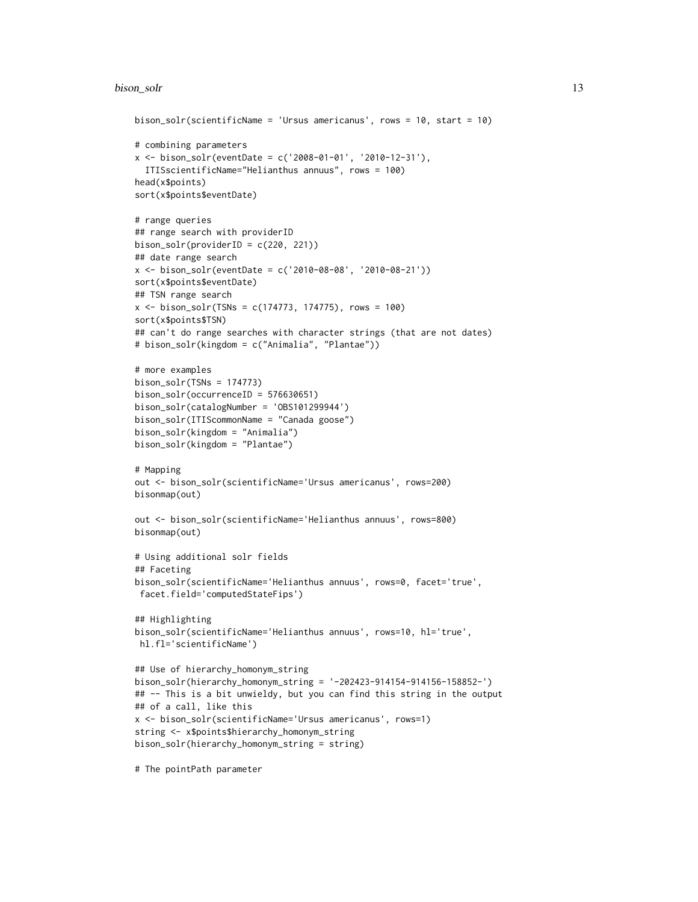```
bison_solr(scientificName = 'Ursus americanus', rows = 10, start = 10)

# combining parameters
x <- bison_solr(eventDate = c('2008-01-01', '2010-12-31'),
  ITISscientificName="Helianthus annuus", rows = 100)
head(x$points)
sort(x$points$eventDate)

# range queries
## range search with providerID
bison_solr(providerID = c(220, 221))
## date range search
x <- bison_solr(eventDate = c('2010-08-08', '2010-08-21'))
sort(x$points$eventDate)
## TSN range search
x <- bison_solr(TSNs = c(174773, 174775), rows = 100)
sort(x$points$TSN)
## can't do range searches with character strings (that are not dates)
# bison_solr(kingdom = c("Animalia", "Plantae"))

# more examples
bison_solr(TSNs = 174773)
bison_solr(occurrenceID = 576630651)
bison_solr(catalogNumber = 'OBS101299944')
bison_solr(ITIScommonName = "Canada goose")
bison_solr(kingdom = "Animalia")
bison_solr(kingdom = "Plantae")

# Mapping
out <- bison_solr(scientificName='Ursus americanus', rows=200)
bisonmap(out)

out <- bison_solr(scientificName='Helianthus annuus', rows=800)
bisonmap(out)

# Using additional solr fields
## Faceting
bison_solr(scientificName='Helianthus annuus', rows=0, facet='true',
 facet.field='computedStateFips')

## Highlighting
bison_solr(scientificName='Helianthus annuus', rows=10, hl='true',
 hl.fl='scientificName')

## Use of hierarchy_homonym_string
bison_solr(hierarchy_homonym_string = '-202423-914154-914156-158852-')
## -- This is a bit unwieldy, but you can find this string in the output
## of a call, like this
x <- bison_solr(scientificName='Ursus americanus', rows=1)
string <- x$points$hierarchy_homonym_string
bison_solr(hierarchy_homonym_string = string)

# The pointPath parameter
```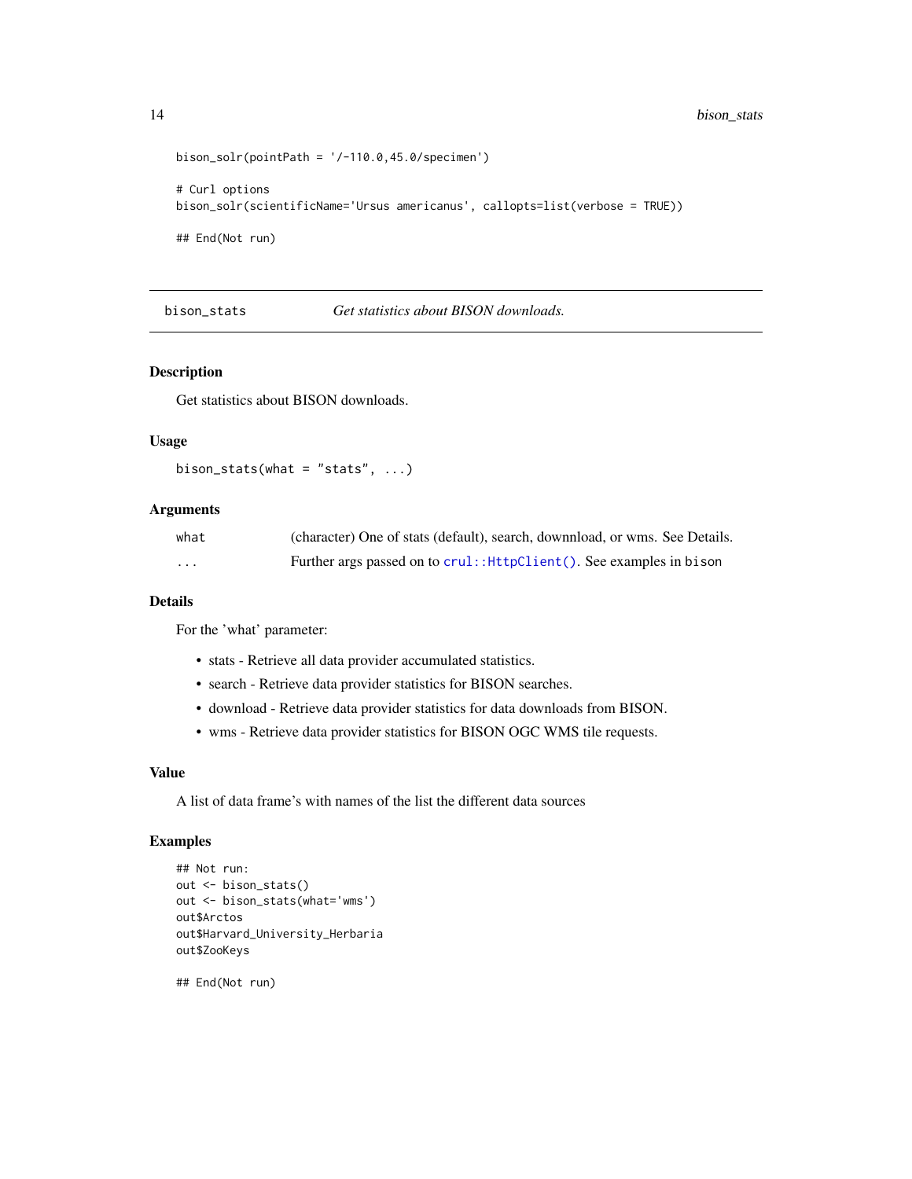```
bison_solr(pointPath = '/-110.0,45.0/specimen')

# Curl options
bison_solr(scientificName='Ursus americanus', callopts=list(verbose = TRUE))

## End(Not run)
```

---

## bison_stats — *Get statistics about BISON downloads.*

---

### Description

Get statistics about BISON downloads.

### Usage

```
bison_stats(what = "stats", ...)
```

### Arguments

| | |
|---|---|
| `what` | (character) One of stats (default), search, downnload, or wms. See Details. |
| `...` | Further args passed on to `crul::HttpClient()`. See examples in `bison` |

### Details

For the 'what' parameter:

- stats - Retrieve all data provider accumulated statistics.
- search - Retrieve data provider statistics for BISON searches.
- download - Retrieve data provider statistics for data downloads from BISON.
- wms - Retrieve data provider statistics for BISON OGC WMS tile requests.

### Value

A list of data frame's with names of the list the different data sources

### Examples

```
## Not run:
out <- bison_stats()
out <- bison_stats(what='wms')
out$Arctos
out$Harvard_University_Herbaria
out$ZooKeys

## End(Not run)
```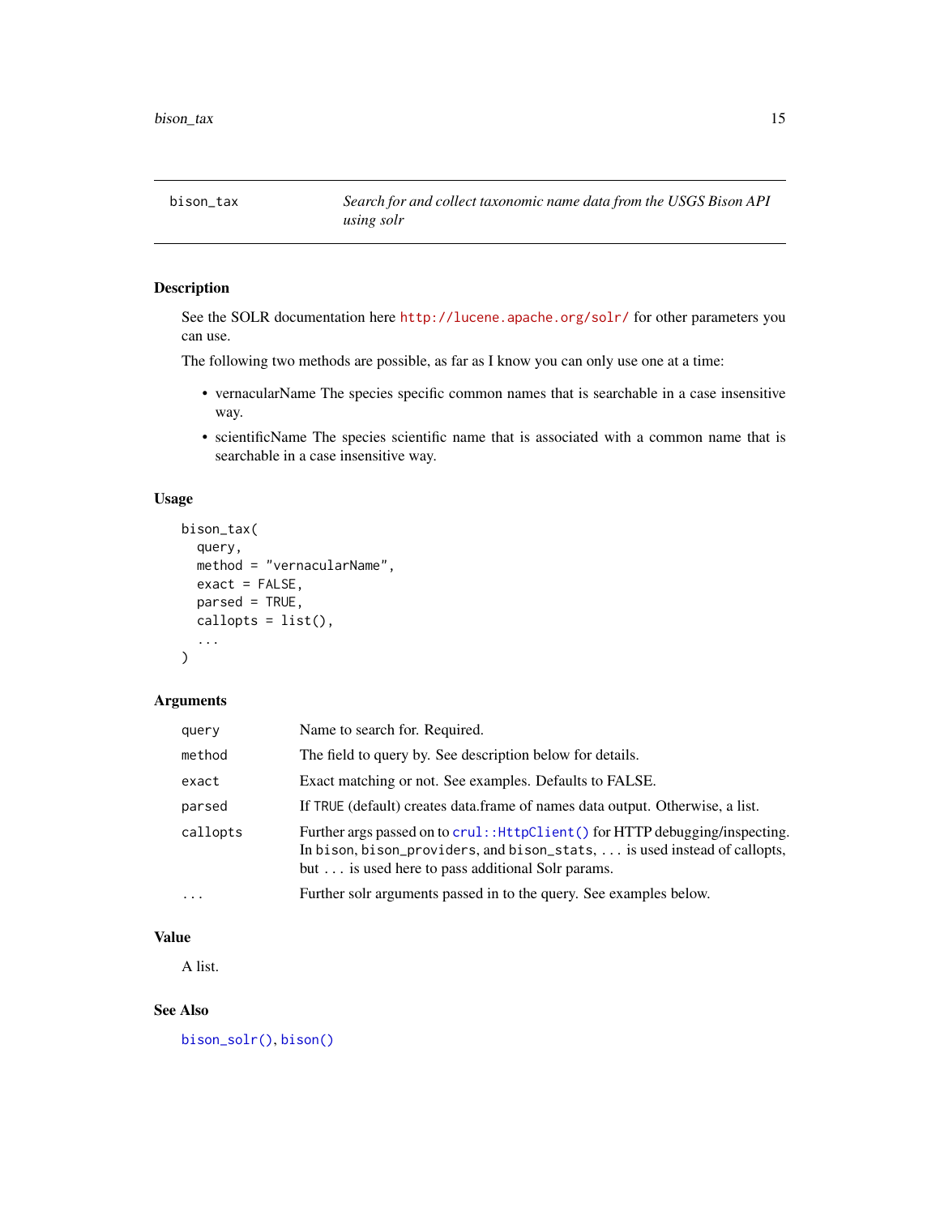## bison_tax — *Search for and collect taxonomic name data from the USGS Bison API using solr*

### Description

See the SOLR documentation here http://lucene.apache.org/solr/ for other parameters you can use.

The following two methods are possible, as far as I know you can only use one at a time:

- vernacularName The species specific common names that is searchable in a case insensitive way.
- scientificName The species scientific name that is associated with a common name that is searchable in a case insensitive way.

### Usage

```
bison_tax(
  query,
  method = "vernacularName",
  exact = FALSE,
  parsed = TRUE,
  callopts = list(),
  ...
)
```

### Arguments

| | |
|---|---|
| `query` | Name to search for. Required. |
| `method` | The field to query by. See description below for details. |
| `exact` | Exact matching or not. See examples. Defaults to FALSE. |
| `parsed` | If TRUE (default) creates data.frame of names data output. Otherwise, a list. |
| `callopts` | Further args passed on to `crul::HttpClient()` for HTTP debugging/inspecting. In `bison`, `bison_providers`, and `bison_stats`, `...` is used instead of callopts, but `...` is used here to pass additional Solr params. |
| `...` | Further solr arguments passed in to the query. See examples below. |

### Value

A list.

### See Also

`bison_solr()`, `bison()`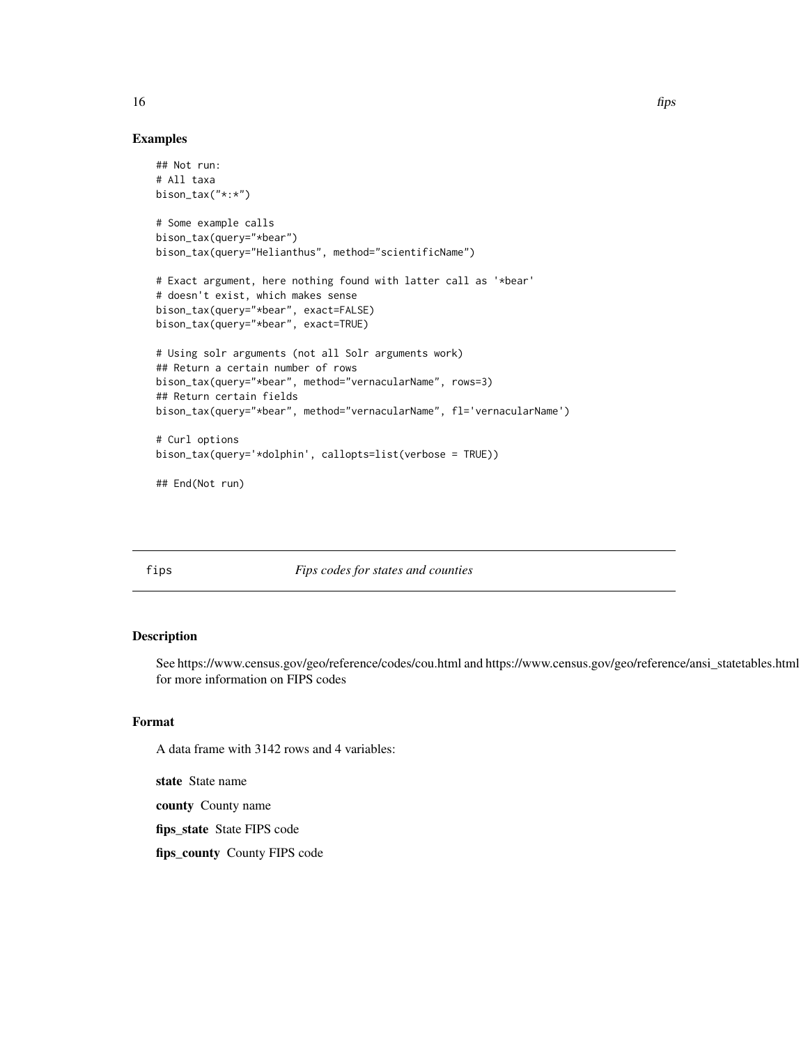## Examples

```
## Not run:
# All taxa
bison_tax("*:*")

# Some example calls
bison_tax(query="*bear")
bison_tax(query="Helianthus", method="scientificName")

# Exact argument, here nothing found with latter call as '*bear'
# doesn't exist, which makes sense
bison_tax(query="*bear", exact=FALSE)
bison_tax(query="*bear", exact=TRUE)

# Using solr arguments (not all Solr arguments work)
## Return a certain number of rows
bison_tax(query="*bear", method="vernacularName", rows=3)
## Return certain fields
bison_tax(query="*bear", method="vernacularName", fl='vernacularName')

# Curl options
bison_tax(query='*dolphin', callopts=list(verbose = TRUE))

## End(Not run)
```

---

# fips — *Fips codes for states and counties*

## Description

See https://www.census.gov/geo/reference/codes/cou.html and https://www.census.gov/geo/reference/ansi_statetables.html for more information on FIPS codes

## Format

A data frame with 3142 rows and 4 variables:

**state** State name

**county** County name

**fips_state** State FIPS code

**fips_county** County FIPS code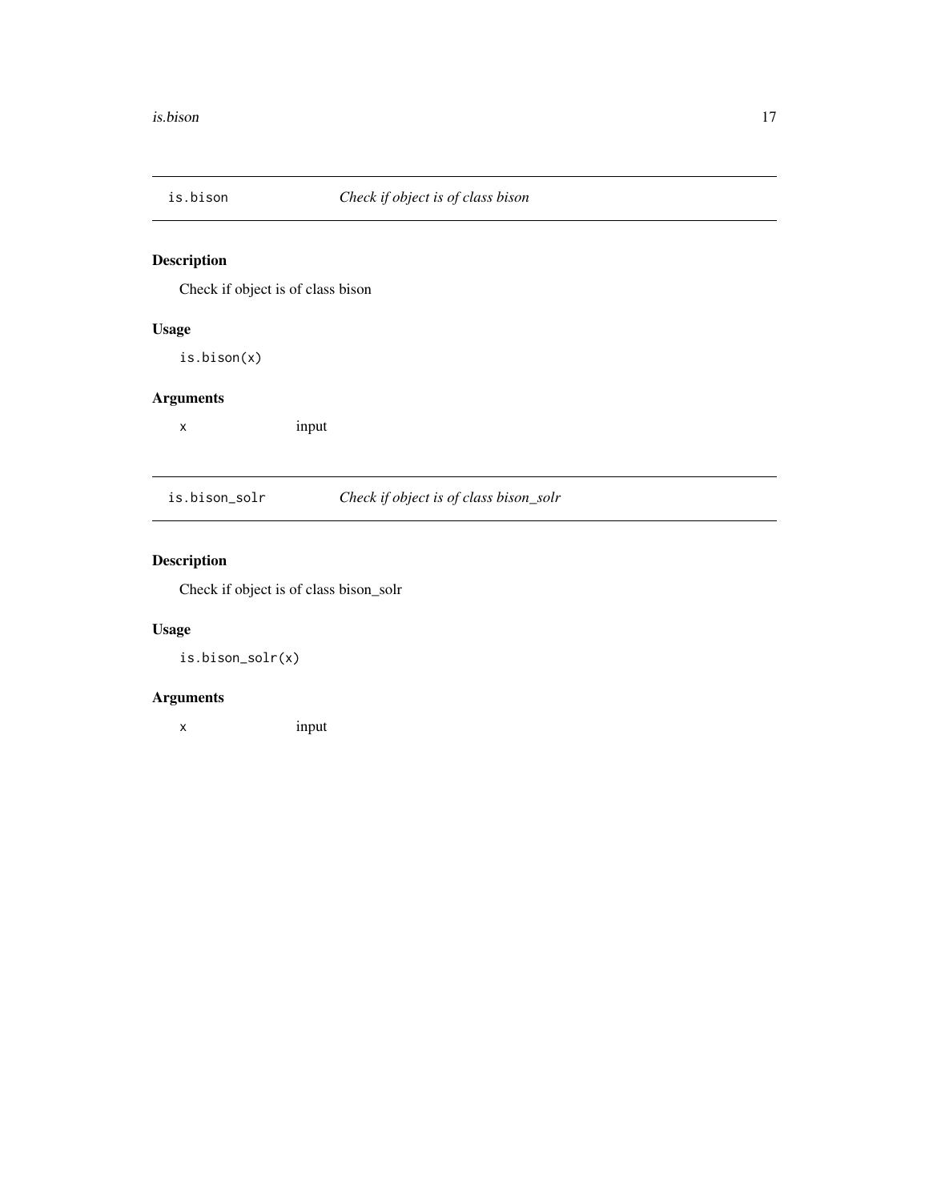## is.bison — *Check if object is of class bison*

### Description

Check if object is of class bison

### Usage

```
is.bison(x)
```

### Arguments

`x` input

## is.bison_solr — *Check if object is of class bison_solr*

### Description

Check if object is of class bison_solr

### Usage

```
is.bison_solr(x)
```

### Arguments

`x` input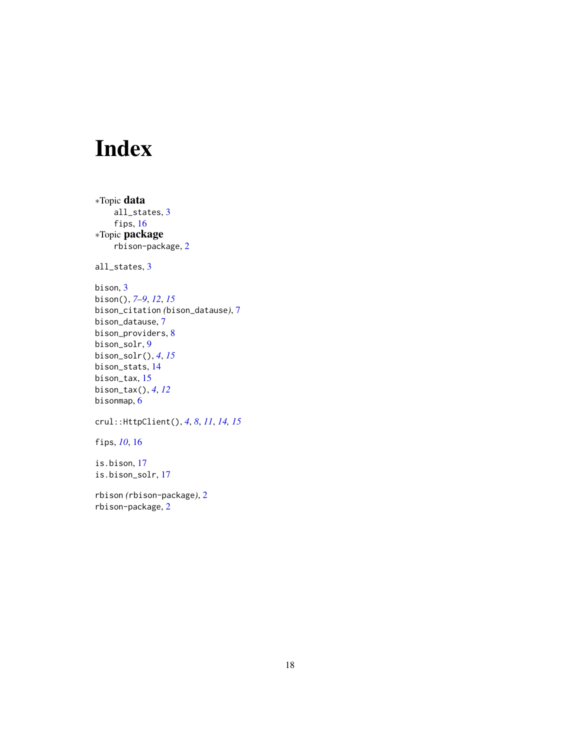# Index

*Topic **data**
  all_states, 3
  fips, 16
*Topic **package**
  rbison-package, 2

all_states, 3

bison, 3
bison(), *7–9*, *12*, *15*
bison_citation *(*bison_datause*)*, 7
bison_datause, 7
bison_providers, 8
bison_solr, 9
bison_solr(), *4*, *15*
bison_stats, 14
bison_tax, 15
bison_tax(), *4*, *12*
bisonmap, 6

crul::HttpClient(), *4*, *8*, *11*, *14, 15*

fips, *10*, 16

is.bison, 17
is.bison_solr, 17

rbison *(*rbison-package*)*, 2
rbison-package, 2